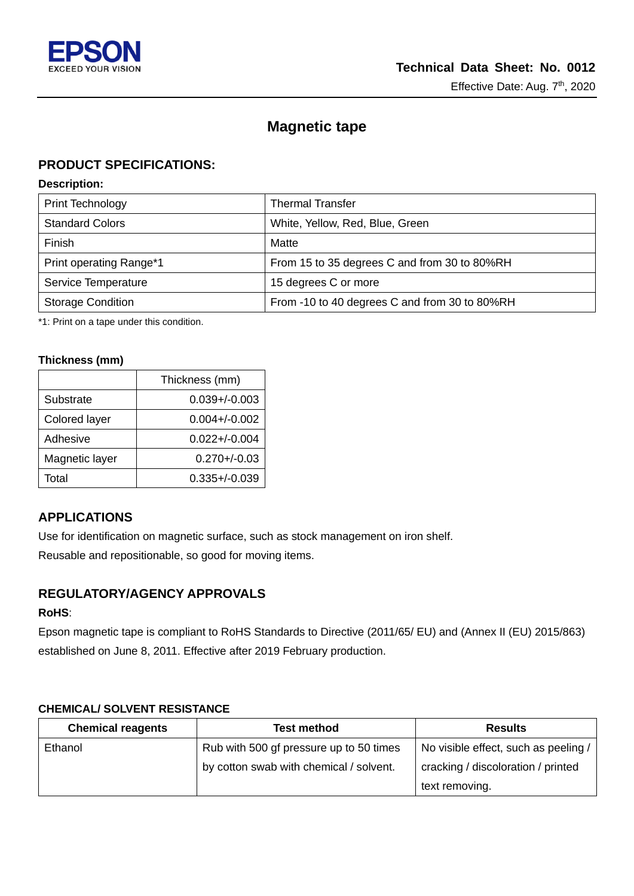EPSON
EXCEED YOUR VISION

**Technical Data Sheet: No. 0012**

Effective Date: Aug. 7th, 2020

# Magnetic tape

## PRODUCT SPECIFICATIONS:

**Description:**

| | |
|---|---|
| Print Technology | Thermal Transfer |
| Standard Colors | White, Yellow, Red, Blue, Green |
| Finish | Matte |
| Print operating Range*1 | From 15 to 35 degrees C and from 30 to 80%RH |
| Service Temperature | 15 degrees C or more |
| Storage Condition | From -10 to 40 degrees C and from 30 to 80%RH |

*1: Print on a tape under this condition.

**Thickness (mm)**

| | Thickness (mm) |
|---|---|
| Substrate | 0.039+/-0.003 |
| Colored layer | 0.004+/-0.002 |
| Adhesive | 0.022+/-0.004 |
| Magnetic layer | 0.270+/-0.03 |
| Total | 0.335+/-0.039 |

## APPLICATIONS

Use for identification on magnetic surface, such as stock management on iron shelf.

Reusable and repositionable, so good for moving items.

## REGULATORY/AGENCY APPROVALS

**RoHS**:

Epson magnetic tape is compliant to RoHS Standards to Directive (2011/65/ EU) and (Annex II (EU) 2015/863) established on June 8, 2011. Effective after 2019 February production.

**CHEMICAL/ SOLVENT RESISTANCE**

| Chemical reagents | Test method | Results |
|---|---|---|
| Ethanol | Rub with 500 gf pressure up to 50 times by cotton swab with chemical / solvent. | No visible effect, such as peeling / cracking / discoloration / printed text removing. |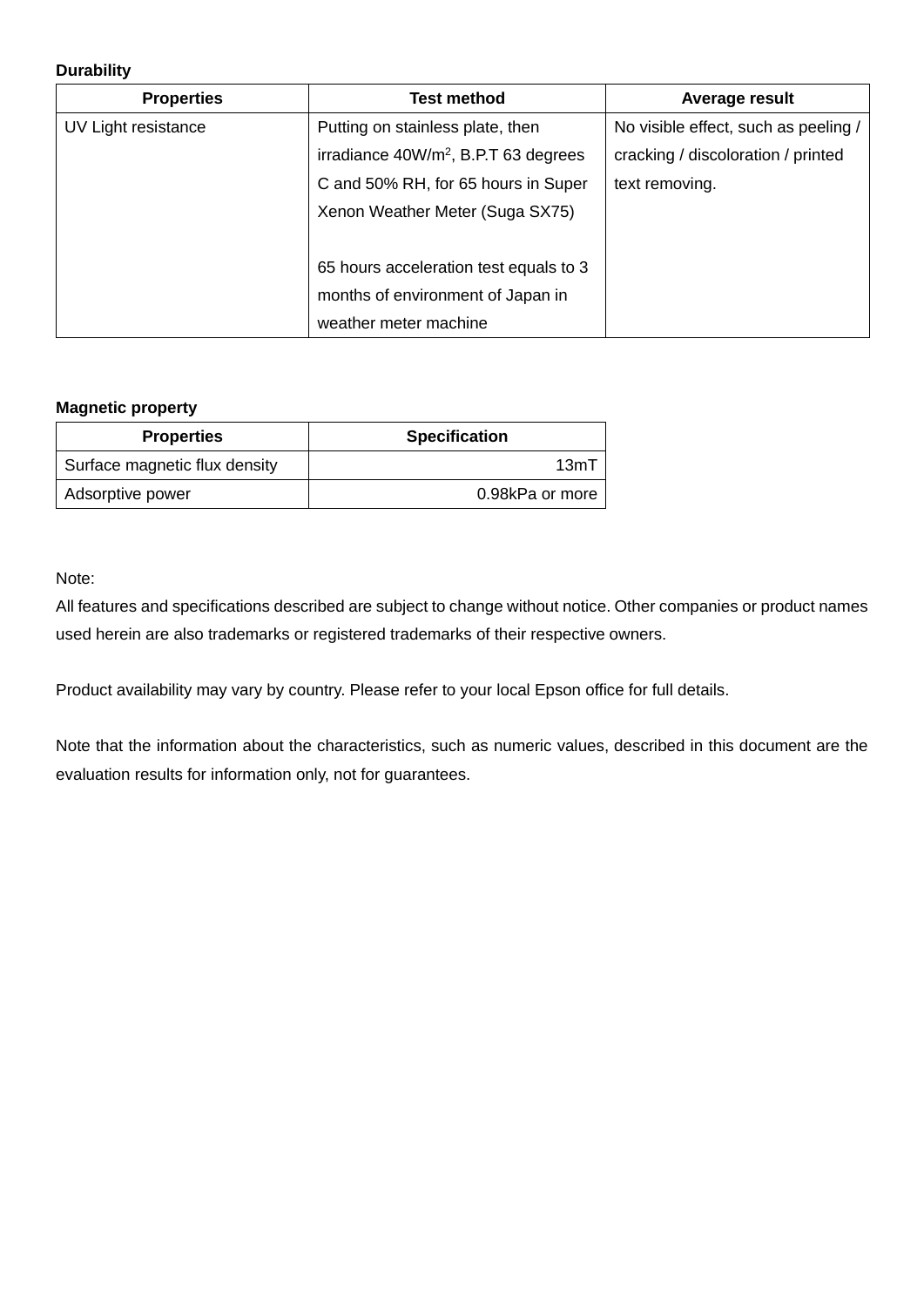**Durability**

| Properties | Test method | Average result |
| --- | --- | --- |
| UV Light resistance | Putting on stainless plate, then irradiance 40W/m$^2$, B.P.T 63 degrees C and 50% RH, for 65 hours in Super Xenon Weather Meter (Suga SX75)<br><br>65 hours acceleration test equals to 3 months of environment of Japan in weather meter machine | No visible effect, such as peeling / cracking / discoloration / printed text removing. |

**Magnetic property**

| Properties | Specification |
| --- | --- |
| Surface magnetic flux density | 13mT |
| Adsorptive power | 0.98kPa or more |

Note:
All features and specifications described are subject to change without notice. Other companies or product names used herein are also trademarks or registered trademarks of their respective owners.

Product availability may vary by country. Please refer to your local Epson office for full details.

Note that the information about the characteristics, such as numeric values, described in this document are the evaluation results for information only, not for guarantees.